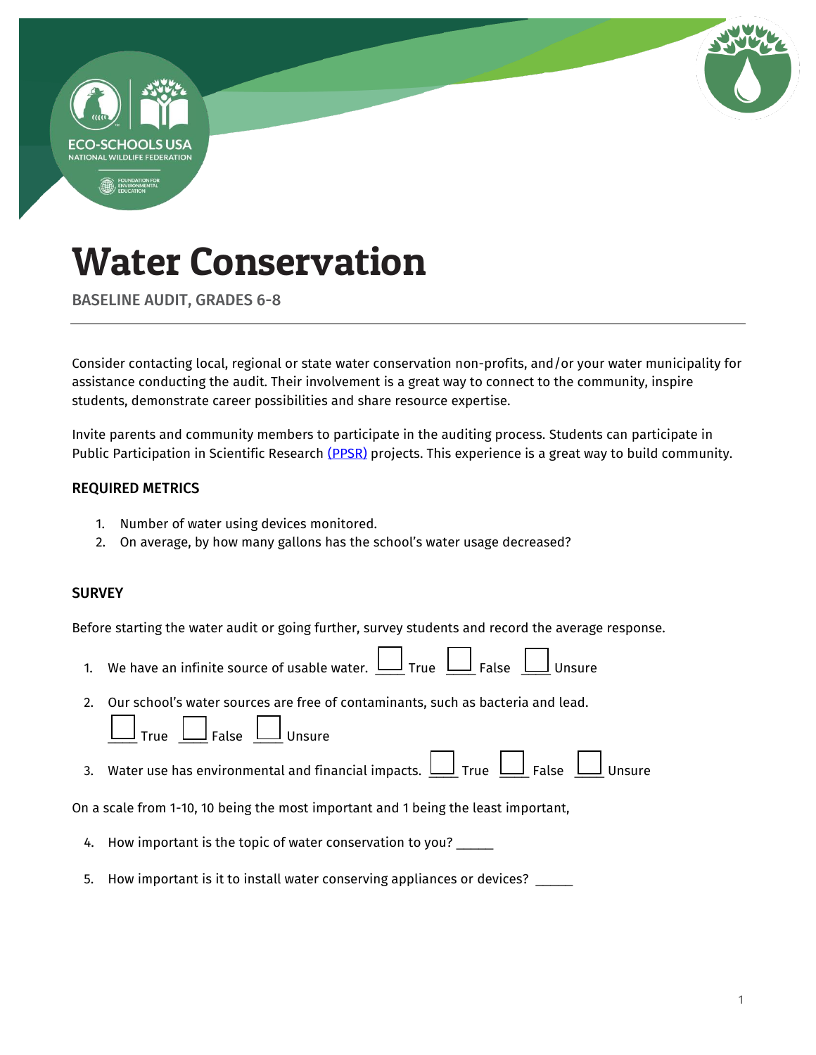# Water Conservation

BASELINE AUDIT, GRADES 6-8

---

Consider contacting local, regional or state water conservation non-profits, and/or your water municipality for assistance conducting the audit. Their involvement is a great way to connect to the community, inspire students, demonstrate career possibilities and share resource expertise.

Invite parents and community members to participate in the auditing process. Students can participate in Public Participation in Scientific Research [(PPSR)](#) projects. This experience is a great way to build community.

### REQUIRED METRICS

1. Number of water using devices monitored.
2. On average, by how many gallons has the school's water usage decreased?

### SURVEY

Before starting the water audit or going further, survey students and record the average response.

1. We have an infinite source of usable water. ☐ True ☐ False ☐ Unsure
2. Our school's water sources are free of contaminants, such as bacteria and lead.
   ☐ True ☐ False ☐ Unsure
3. Water use has environmental and financial impacts. ☐ True ☐ False ☐ Unsure

On a scale from 1-10, 10 being the most important and 1 being the least important,

4. How important is the topic of water conservation to you? _____
5. How important is it to install water conserving appliances or devices? _____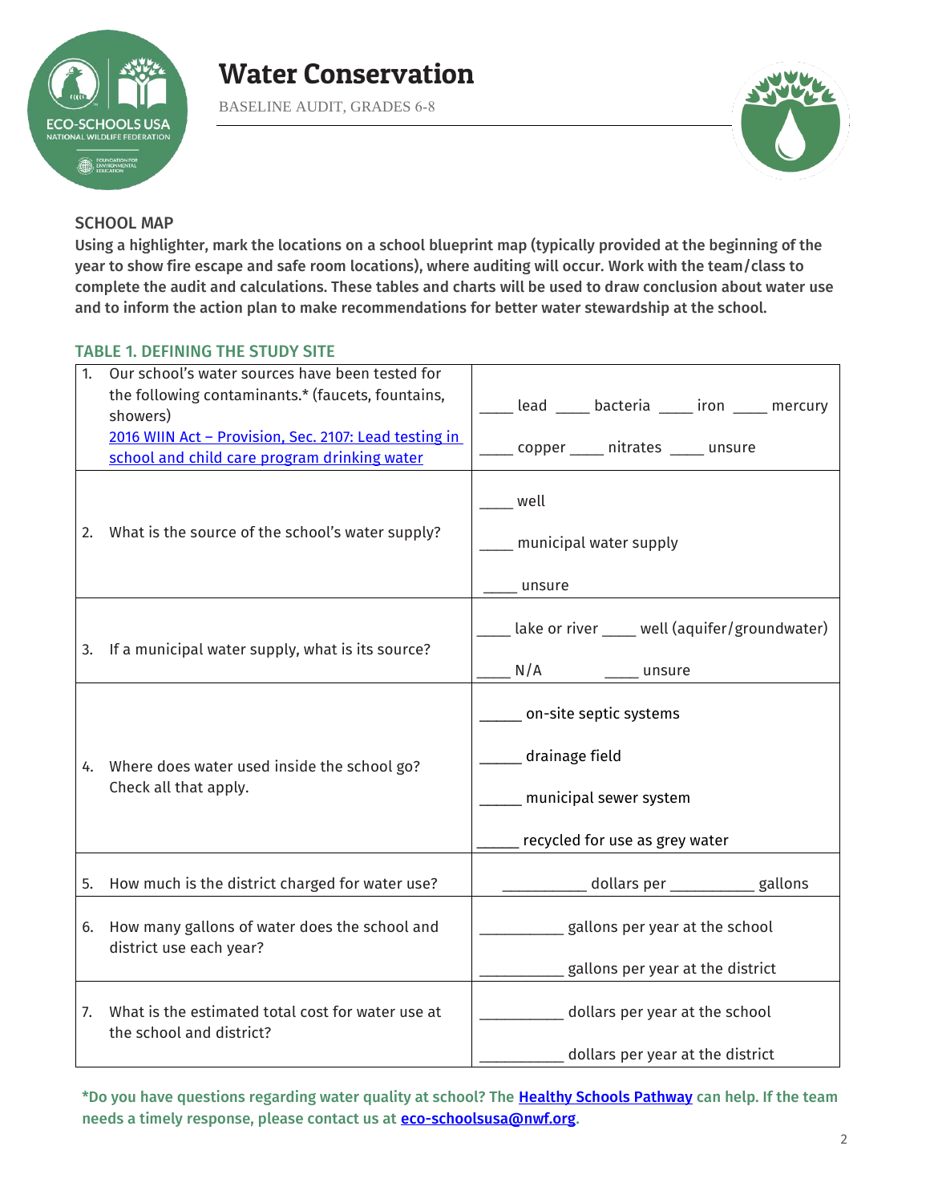# Water Conservation

BASELINE AUDIT, GRADES 6-8

## SCHOOL MAP

**Using a highlighter, mark the locations on a school blueprint map (typically provided at the beginning of the year to show fire escape and safe room locations), where auditing will occur. Work with the team/class to complete the audit and calculations. These tables and charts will be used to draw conclusion about water use and to inform the action plan to make recommendations for better water stewardship at the school.**

### TABLE 1. DEFINING THE STUDY SITE

| | |
|---|---|
| 1. Our school's water sources have been tested for the following contaminants.* (faucets, fountains, showers) [2016 WIIN Act – Provision, Sec. 2107: Lead testing in school and child care program drinking water]() | ____ lead ____ bacteria ____ iron ____ mercury<br>____ copper ____ nitrates ____ unsure |
| 2. What is the source of the school's water supply? | ____ well<br>____ municipal water supply<br>____ unsure |
| 3. If a municipal water supply, what is its source? | ____ lake or river ____ well (aquifer/groundwater)<br>____ N/A ____ unsure |
| 4. Where does water used inside the school go? Check all that apply. | _____ on-site septic systems<br>_____ drainage field<br>_____ municipal sewer system<br>_____ recycled for use as grey water |
| 5. How much is the district charged for water use? | __________ dollars per __________ gallons |
| 6. How many gallons of water does the school and district use each year? | __________ gallons per year at the school<br>__________ gallons per year at the district |
| 7. What is the estimated total cost for water use at the school and district? | __________ dollars per year at the school<br>__________ dollars per year at the district |

***Do you have questions regarding water quality at school? The [Healthy Schools Pathway]() can help. If the team needs a timely response, please contact us at [eco-schoolsusa@nwf.org]().**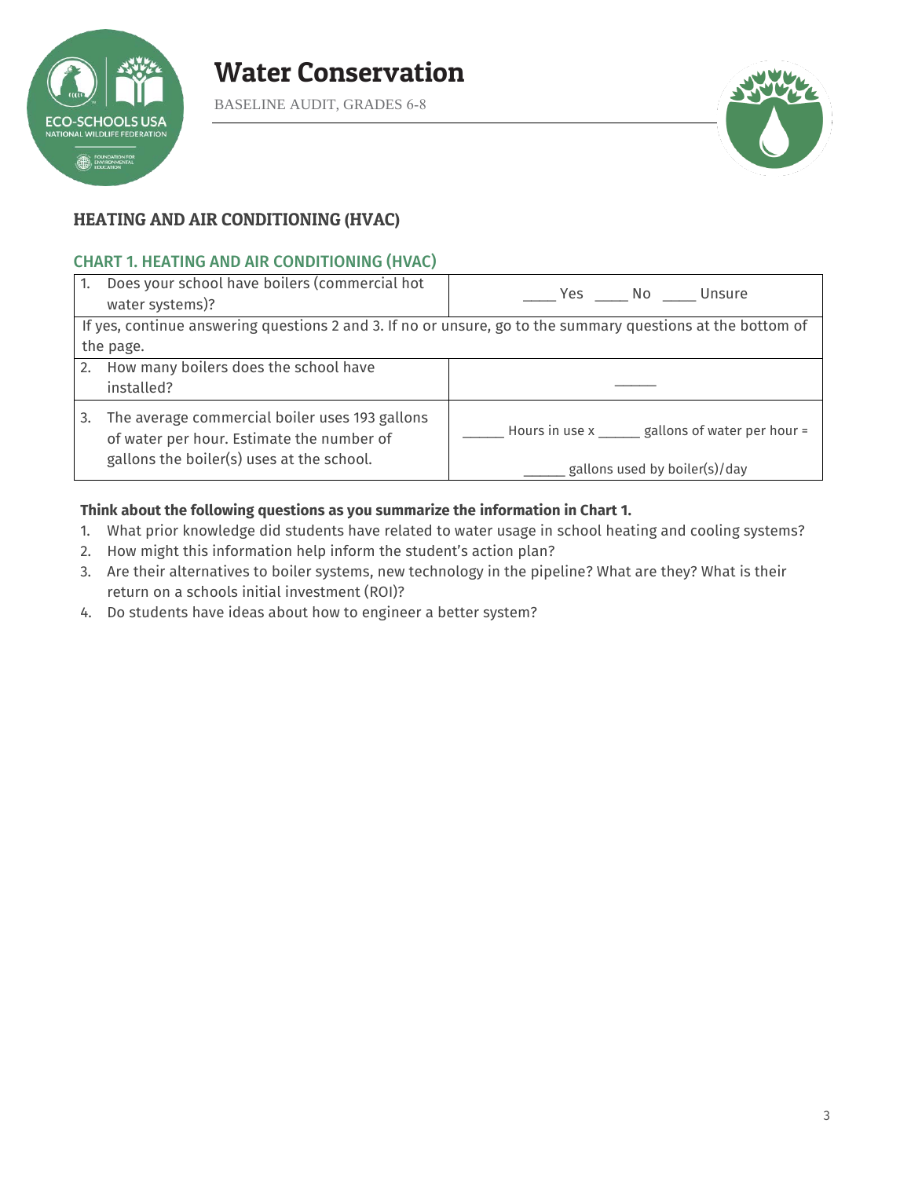# Water Conservation

BASELINE AUDIT, GRADES 6-8

## HEATING AND AIR CONDITIONING (HVAC)

### CHART 1. HEATING AND AIR CONDITIONING (HVAC)

| | |
|---|---|
| 1. Does your school have boilers (commercial hot water systems)? | ____ Yes ____ No ____ Unsure |
| If yes, continue answering questions 2 and 3. If no or unsure, go to the summary questions at the bottom of the page. | |
| 2. How many boilers does the school have installed? | _____ |
| 3. The average commercial boiler uses 193 gallons of water per hour. Estimate the number of gallons the boiler(s) uses at the school. | _____ Hours in use x _____ gallons of water per hour = _____ gallons used by boiler(s)/day |

**Think about the following questions as you summarize the information in Chart 1.**

1. What prior knowledge did students have related to water usage in school heating and cooling systems?
2. How might this information help inform the student's action plan?
3. Are their alternatives to boiler systems, new technology in the pipeline? What are they? What is their return on a schools initial investment (ROI)?
4. Do students have ideas about how to engineer a better system?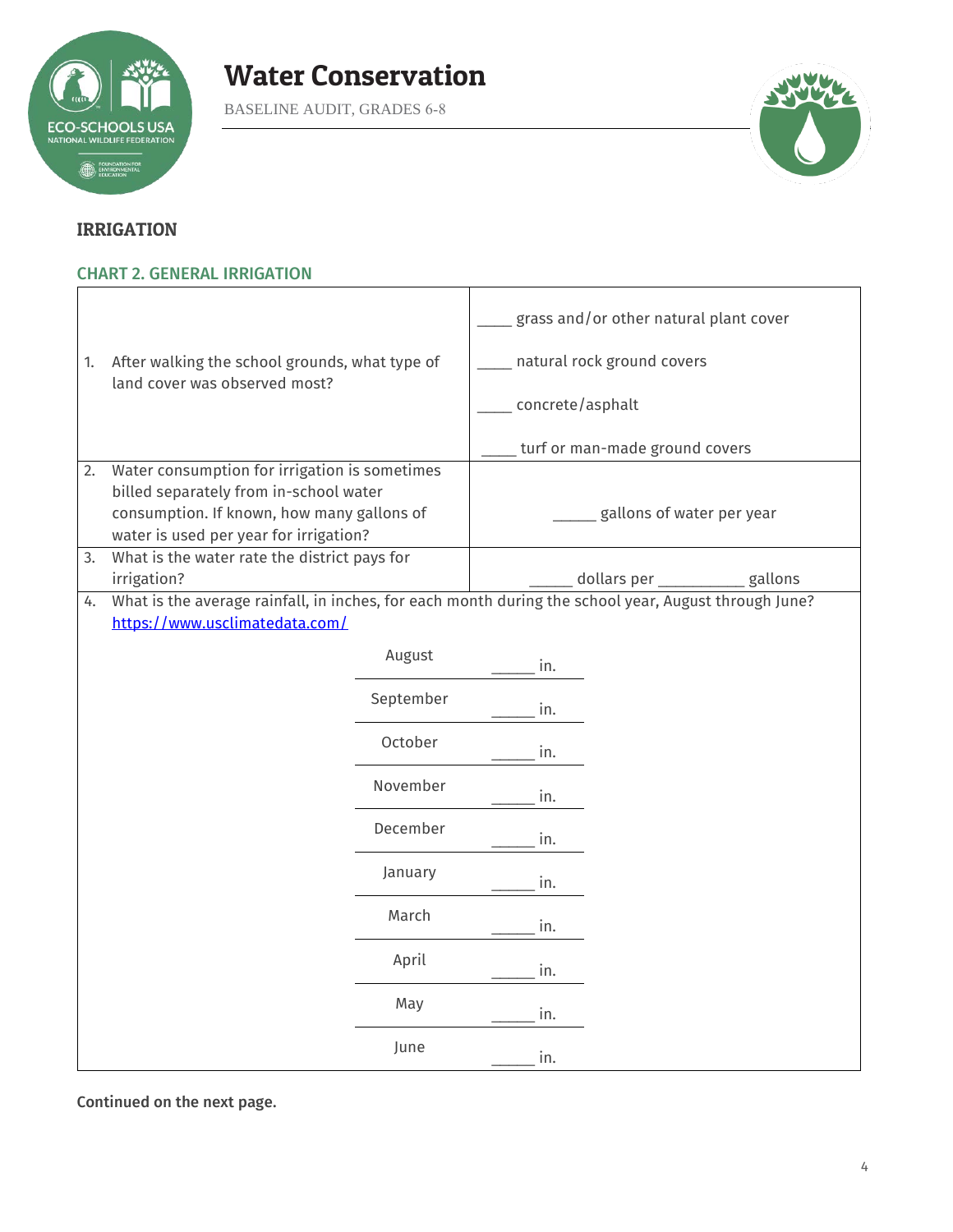# Water Conservation

BASELINE AUDIT, GRADES 6-8

## IRRIGATION

### CHART 2. GENERAL IRRIGATION

| | |
|---|---|
| 1. After walking the school grounds, what type of land cover was observed most? | ____ grass and/or other natural plant cover<br><br>____ natural rock ground covers<br><br>____ concrete/asphalt<br><br>____ turf or man-made ground covers |
| 2. Water consumption for irrigation is sometimes billed separately from in-school water consumption. If known, how many gallons of water is used per year for irrigation? | ______ gallons of water per year |
| 3. What is the water rate the district pays for irrigation? | ______ dollars per ___________ gallons |
| 4. What is the average rainfall, in inches, for each month during the school year, August through June? https://www.usclimatedata.com/ | |

| Month | Rainfall |
|---|---|
| August | ______ in. |
| September | ______ in. |
| October | ______ in. |
| November | ______ in. |
| December | ______ in. |
| January | ______ in. |
| March | ______ in. |
| April | ______ in. |
| May | ______ in. |
| June | ______ in. |

**Continued on the next page.**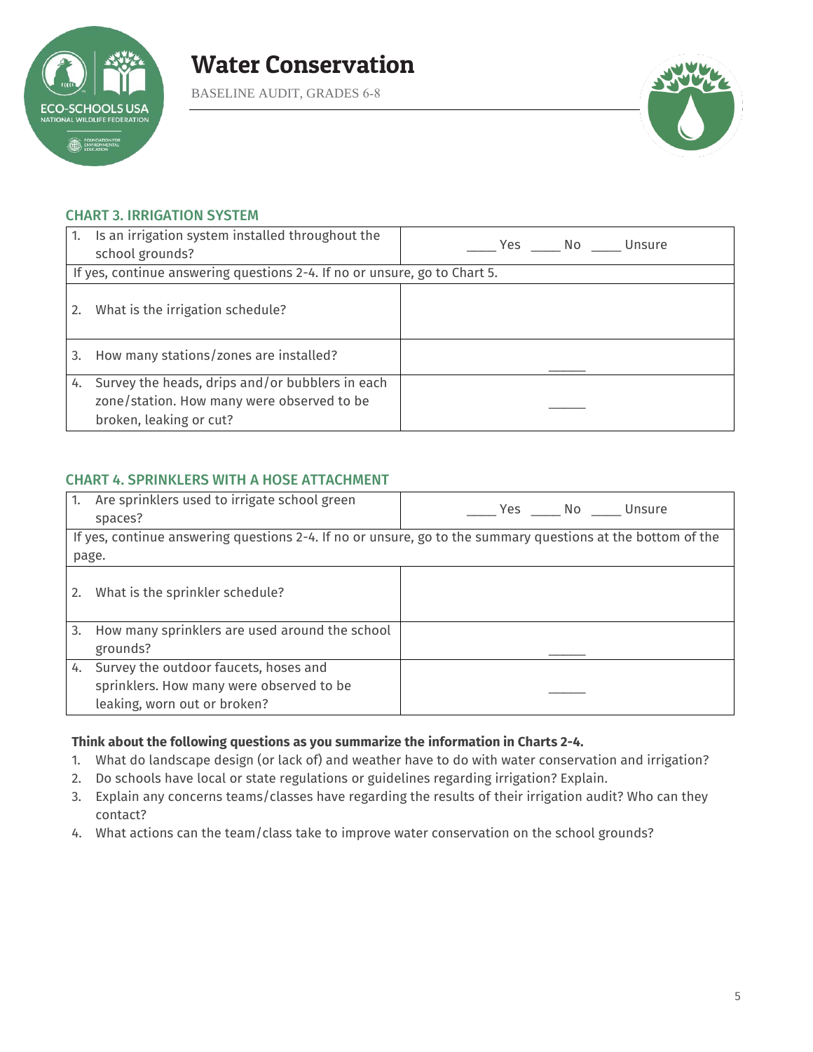# Water Conservation

BASELINE AUDIT, GRADES 6-8

### CHART 3. IRRIGATION SYSTEM

| | |
|---|---|
| 1. Is an irrigation system installed throughout the school grounds? | ____ Yes ____ No ____ Unsure |
| If yes, continue answering questions 2-4. If no or unsure, go to Chart 5. | |
| 2. What is the irrigation schedule? | |
| 3. How many stations/zones are installed? | _____ |
| 4. Survey the heads, drips and/or bubblers in each zone/station. How many were observed to be broken, leaking or cut? | _____ |

### CHART 4. SPRINKLERS WITH A HOSE ATTACHMENT

| | |
|---|---|
| 1. Are sprinklers used to irrigate school green spaces? | ____ Yes ____ No ____ Unsure |
| If yes, continue answering questions 2-4. If no or unsure, go to the summary questions at the bottom of the page. | |
| 2. What is the sprinkler schedule? | |
| 3. How many sprinklers are used around the school grounds? | _____ |
| 4. Survey the outdoor faucets, hoses and sprinklers. How many were observed to be leaking, worn out or broken? | _____ |

**Think about the following questions as you summarize the information in Charts 2-4.**

1. What do landscape design (or lack of) and weather have to do with water conservation and irrigation?
2. Do schools have local or state regulations or guidelines regarding irrigation? Explain.
3. Explain any concerns teams/classes have regarding the results of their irrigation audit? Who can they contact?
4. What actions can the team/class take to improve water conservation on the school grounds?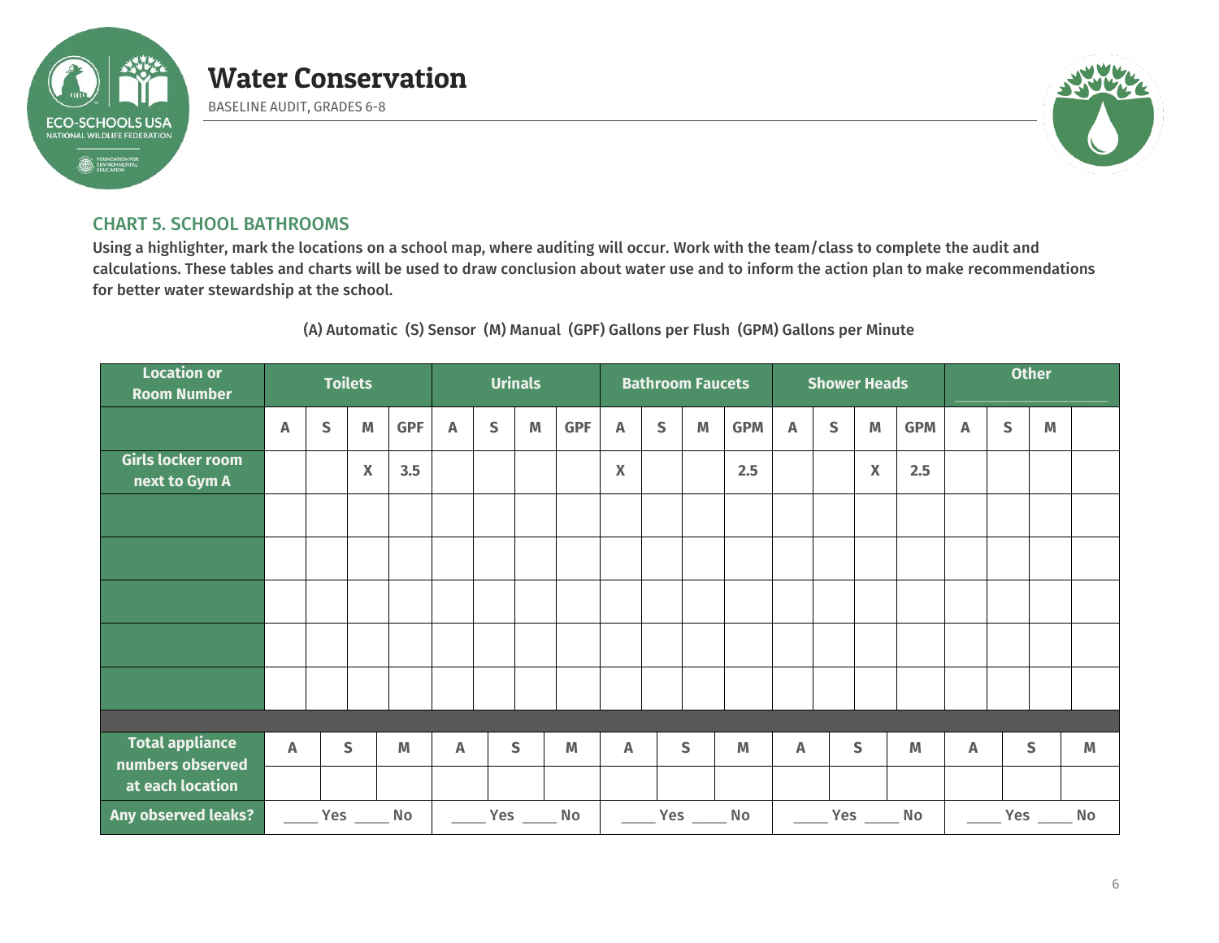# Water Conservation

BASELINE AUDIT, GRADES 6-8

## CHART 5. SCHOOL BATHROOMS

**Using a highlighter, mark the locations on a school map, where auditing will occur. Work with the team/class to complete the audit and calculations. These tables and charts will be used to draw conclusion about water use and to inform the action plan to make recommendations for better water stewardship at the school.**

(A) Automatic (S) Sensor (M) Manual (GPF) Gallons per Flush (GPM) Gallons per Minute

| Location or Room Number | Toilets | | | | Urinals | | | | Bathroom Faucets | | | | Shower Heads | | | | Other ______ | | | |
|---|---|---|---|---|---|---|---|---|---|---|---|---|---|---|---|---|---|---|---|---|
| | A | S | M | GPF | A | S | M | GPF | A | S | M | GPM | A | S | M | GPM | A | S | M | |
| Girls locker room next to Gym A | | | X | 3.5 | | | | | X | | | 2.5 | | | X | 2.5 | | | | |
| | | | | | | | | | | | | | | | | | | | | |
| | | | | | | | | | | | | | | | | | | | | |
| | | | | | | | | | | | | | | | | | | | | |
| | | | | | | | | | | | | | | | | | | | | |
| | | | | | | | | | | | | | | | | | | | | |

| Total appliance numbers observed at each location | Toilets | | | Urinals | | | Bathroom Faucets | | | Shower Heads | | | Other | | |
|---|---|---|---|---|---|---|---|---|---|---|---|---|---|---|---|
| | A | S | M | A | S | M | A | S | M | A | S | M | A | S | M |
| | | | | | | | | | | | | | | | |
| Any observed leaks? | ____ Yes ____ No | | | ____ Yes ____ No | | | ____ Yes ____ No | | | ____ Yes ____ No | | | ____ Yes ____ No | | |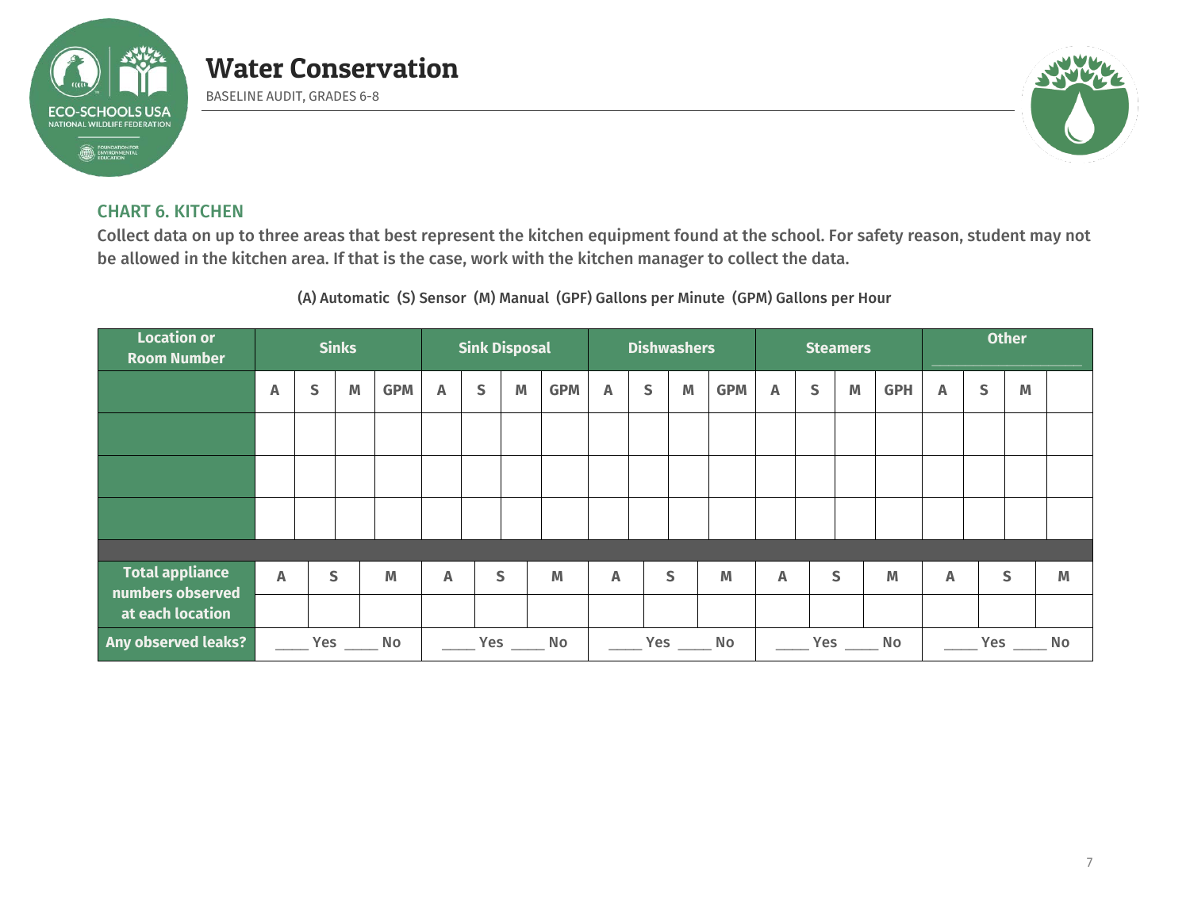# Water Conservation

BASELINE AUDIT, GRADES 6-8

## CHART 6. KITCHEN

**Collect data on up to three areas that best represent the kitchen equipment found at the school. For safety reason, student may not be allowed in the kitchen area. If that is the case, work with the kitchen manager to collect the data.**

(A) Automatic (S) Sensor (M) Manual (GPF) Gallons per Minute (GPM) Gallons per Hour

| Location or Room Number | Sinks | | | | Sink Disposal | | | | Dishwashers | | | | Steamers | | | | Other ______ | | | |
|---|---|---|---|---|---|---|---|---|---|---|---|---|---|---|---|---|---|---|---|---|
| | A | S | M | GPM | A | S | M | GPM | A | S | M | GPM | A | S | M | GPH | A | S | M | |
| | | | | | | | | | | | | | | | | | | | | |
| | | | | | | | | | | | | | | | | | | | | |
| | | | | | | | | | | | | | | | | | | | | |

| Total appliance numbers observed at each location | Sinks | | | Sink Disposal | | | Dishwashers | | | Steamers | | | Other | | |
|---|---|---|---|---|---|---|---|---|---|---|---|---|---|---|---|
| | A | S | M | A | S | M | A | S | M | A | S | M | A | S | M |
| | | | | | | | | | | | | | | | |
| **Any observed leaks?** | ____ Yes ____ No | | | ____ Yes ____ No | | | ____ Yes ____ No | | | ____ Yes ____ No | | | ____ Yes ____ No | | |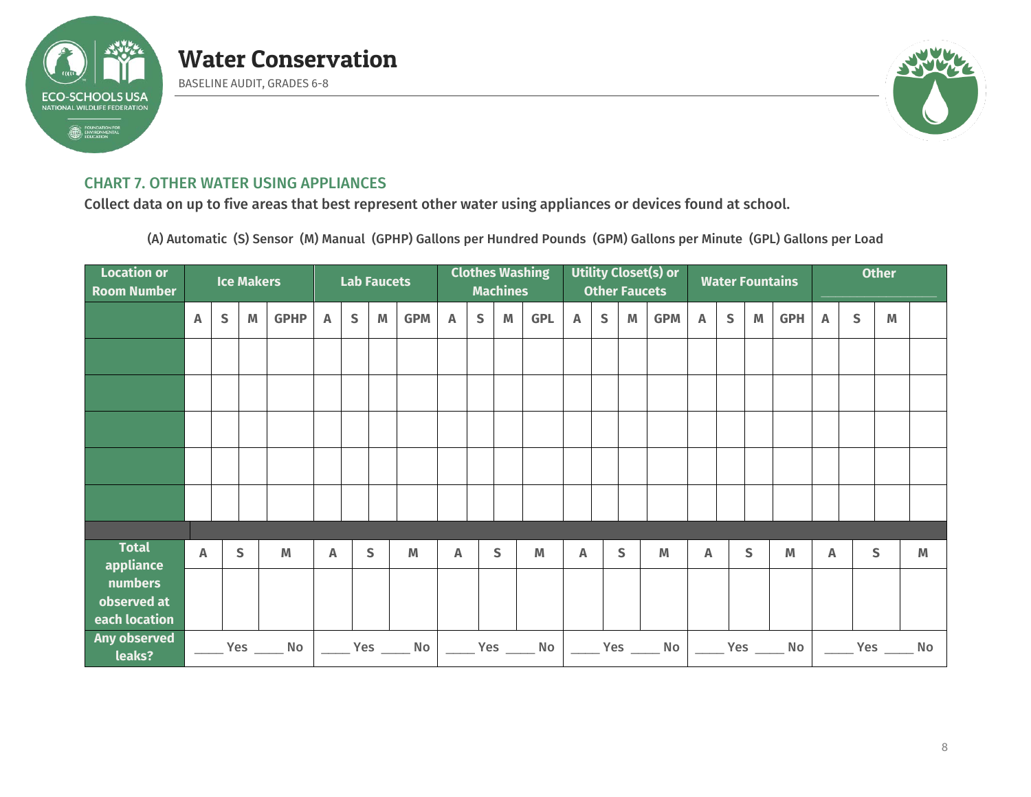# Water Conservation

BASELINE AUDIT, GRADES 6-8

## CHART 7. OTHER WATER USING APPLIANCES

**Collect data on up to five areas that best represent other water using appliances or devices found at school.**

(A) Automatic (S) Sensor (M) Manual (GPHP) Gallons per Hundred Pounds (GPM) Gallons per Minute (GPL) Gallons per Load

| Location or Room Number | Ice Makers | | | | Lab Faucets | | | | Clothes Washing Machines | | | | Utility Closet(s) or Other Faucets | | | | Water Fountains | | | | Other ______ | | | |
|---|---|---|---|---|---|---|---|---|---|---|---|---|---|---|---|---|---|---|---|---|---|---|---|---|
| | A | S | M | GPHP | A | S | M | GPM | A | S | M | GPL | A | S | M | GPM | A | S | M | GPH | A | S | M | |
| | | | | | | | | | | | | | | | | | | | | | | | | |
| | | | | | | | | | | | | | | | | | | | | | | | | |
| | | | | | | | | | | | | | | | | | | | | | | | | |
| | | | | | | | | | | | | | | | | | | | | | | | | |
| | | | | | | | | | | | | | | | | | | | | | | | | |

| Total appliance numbers observed at each location | A | S | M | A | S | M | A | S | M | A | S | M | A | S | M | A | S | M |
|---|---|---|---|---|---|---|---|---|---|---|---|---|---|---|---|---|---|---|
| | | | | | | | | | | | | | | | | | | |
| Any observed leaks? | ____ Yes ____ No | | | ____ Yes ____ No | | | ____ Yes ____ No | | | ____ Yes ____ No | | | ____ Yes ____ No | | | ____ Yes ____ No | | |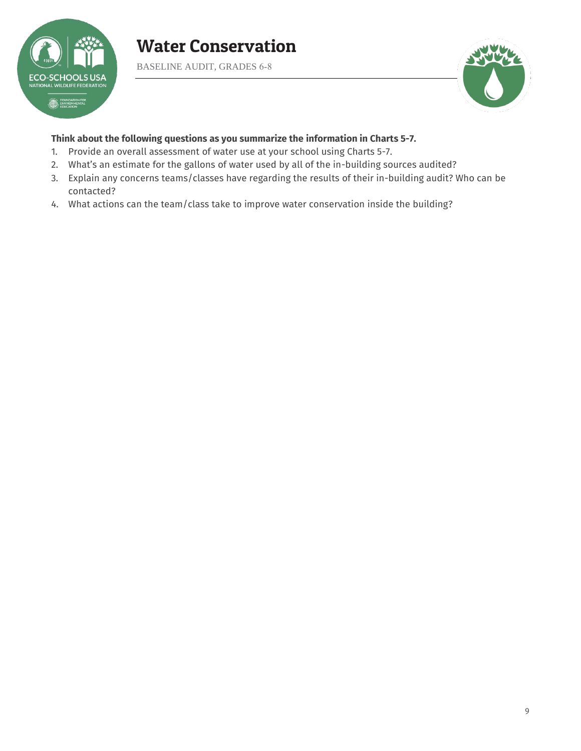# Water Conservation

BASELINE AUDIT, GRADES 6-8

**Think about the following questions as you summarize the information in Charts 5-7.**

1. Provide an overall assessment of water use at your school using Charts 5-7.
2. What's an estimate for the gallons of water used by all of the in-building sources audited?
3. Explain any concerns teams/classes have regarding the results of their in-building audit? Who can be contacted?
4. What actions can the team/class take to improve water conservation inside the building?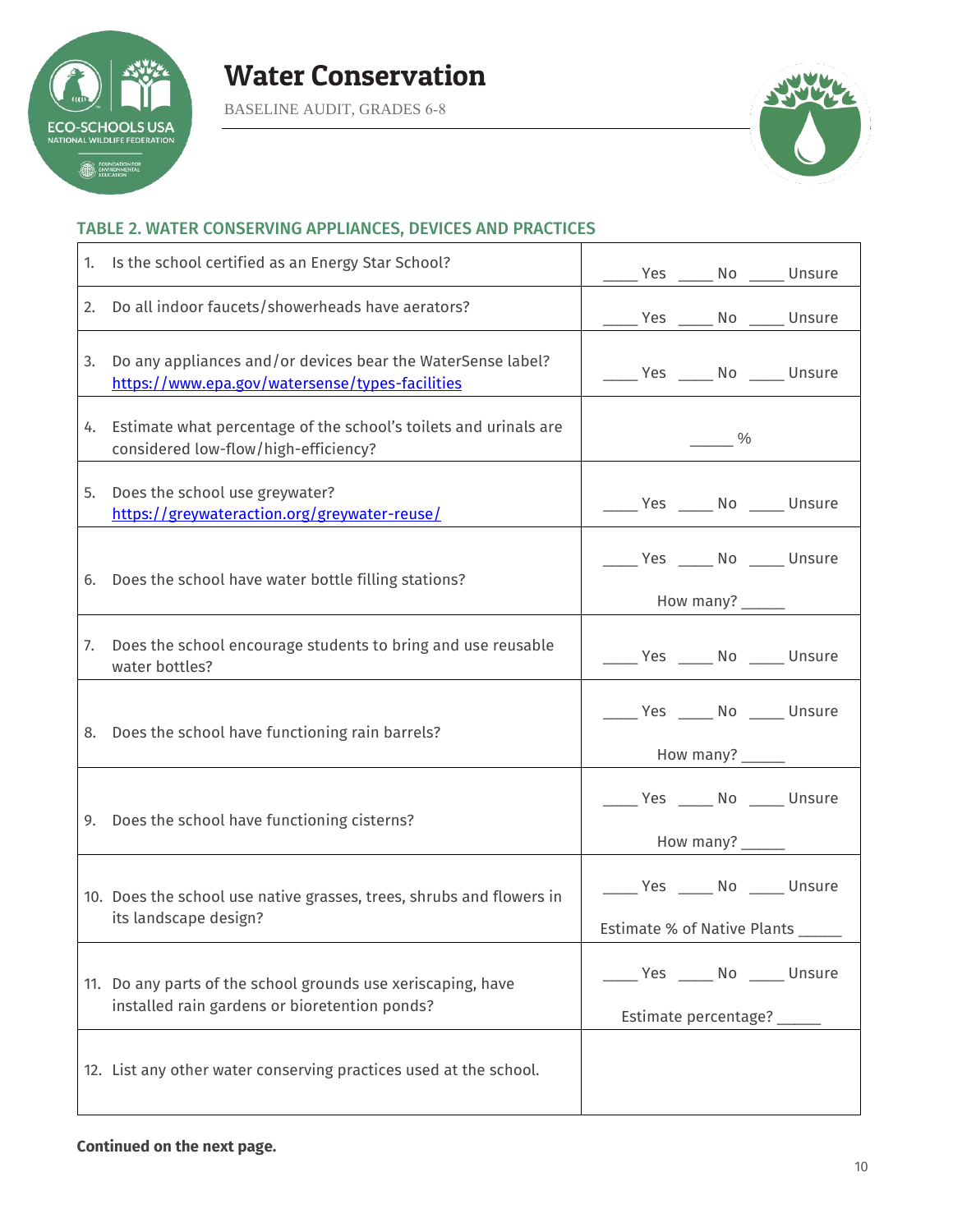# Water Conservation

BASELINE AUDIT, GRADES 6-8

## TABLE 2. WATER CONSERVING APPLIANCES, DEVICES AND PRACTICES

| | |
|---|---|
| 1. Is the school certified as an Energy Star School? | ____ Yes ____ No ____ Unsure |
| 2. Do all indoor faucets/showerheads have aerators? | ____ Yes ____ No ____ Unsure |
| 3. Do any appliances and/or devices bear the WaterSense label? https://www.epa.gov/watersense/types-facilities | ____ Yes ____ No ____ Unsure |
| 4. Estimate what percentage of the school's toilets and urinals are considered low-flow/high-efficiency? | _____ % |
| 5. Does the school use greywater? https://greywateraction.org/greywater-reuse/ | ____ Yes ____ No ____ Unsure |
| 6. Does the school have water bottle filling stations? | ____ Yes ____ No ____ Unsure<br>How many? _____ |
| 7. Does the school encourage students to bring and use reusable water bottles? | ____ Yes ____ No ____ Unsure |
| 8. Does the school have functioning rain barrels? | ____ Yes ____ No ____ Unsure<br>How many? _____ |
| 9. Does the school have functioning cisterns? | ____ Yes ____ No ____ Unsure<br>How many? _____ |
| 10. Does the school use native grasses, trees, shrubs and flowers in its landscape design? | ____ Yes ____ No ____ Unsure<br>Estimate % of Native Plants _____ |
| 11. Do any parts of the school grounds use xeriscaping, have installed rain gardens or bioretention ponds? | ____ Yes ____ No ____ Unsure<br>Estimate percentage? _____ |
| 12. List any other water conserving practices used at the school. | |

**Continued on the next page.**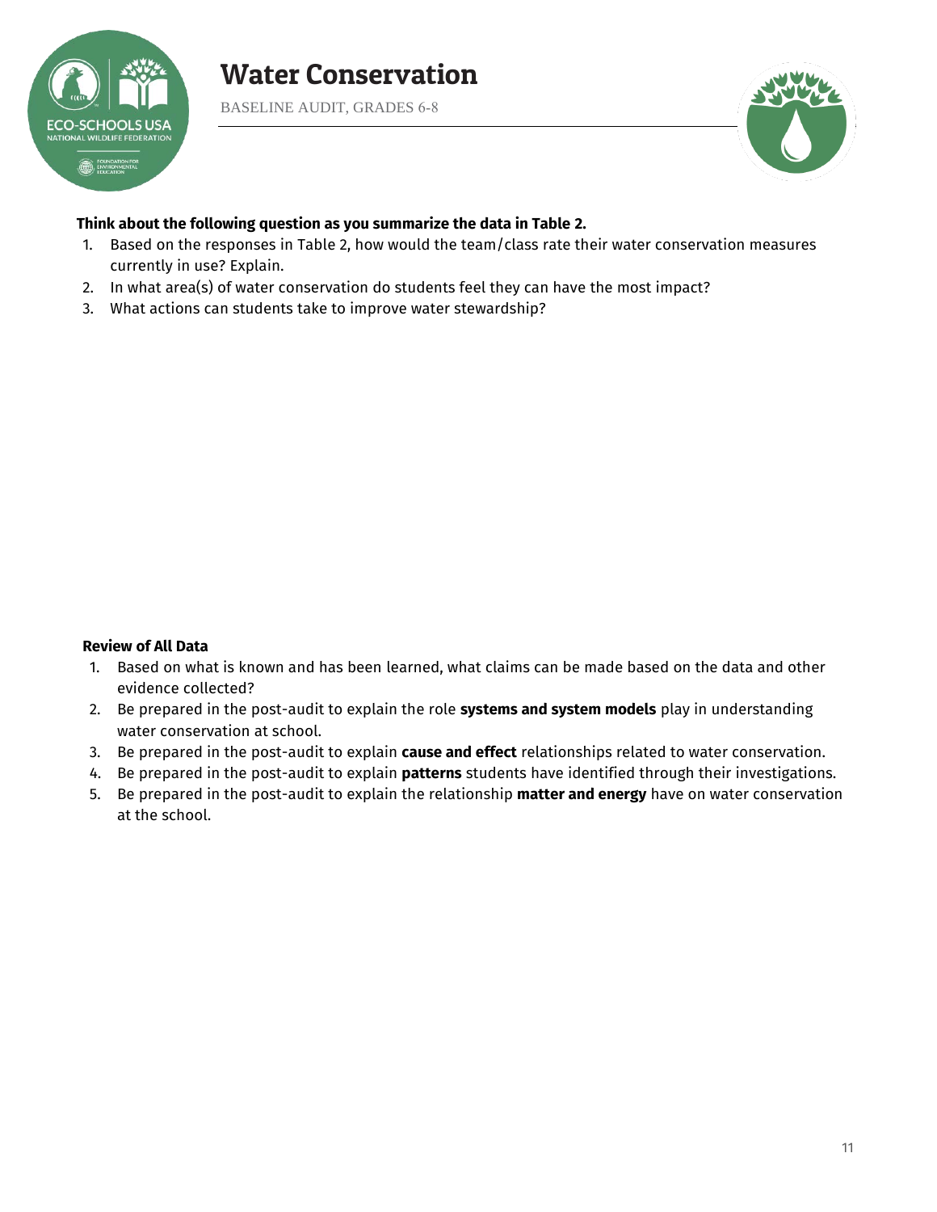**Think about the following question as you summarize the data in Table 2.**

1. Based on the responses in Table 2, how would the team/class rate their water conservation measures currently in use? Explain.
2. In what area(s) of water conservation do students feel they can have the most impact?
3. What actions can students take to improve water stewardship?

**Review of All Data**

1. Based on what is known and has been learned, what claims can be made based on the data and other evidence collected?
2. Be prepared in the post-audit to explain the role **systems and system models** play in understanding water conservation at school.
3. Be prepared in the post-audit to explain **cause and effect** relationships related to water conservation.
4. Be prepared in the post-audit to explain **patterns** students have identified through their investigations.
5. Be prepared in the post-audit to explain the relationship **matter and energy** have on water conservation at the school.